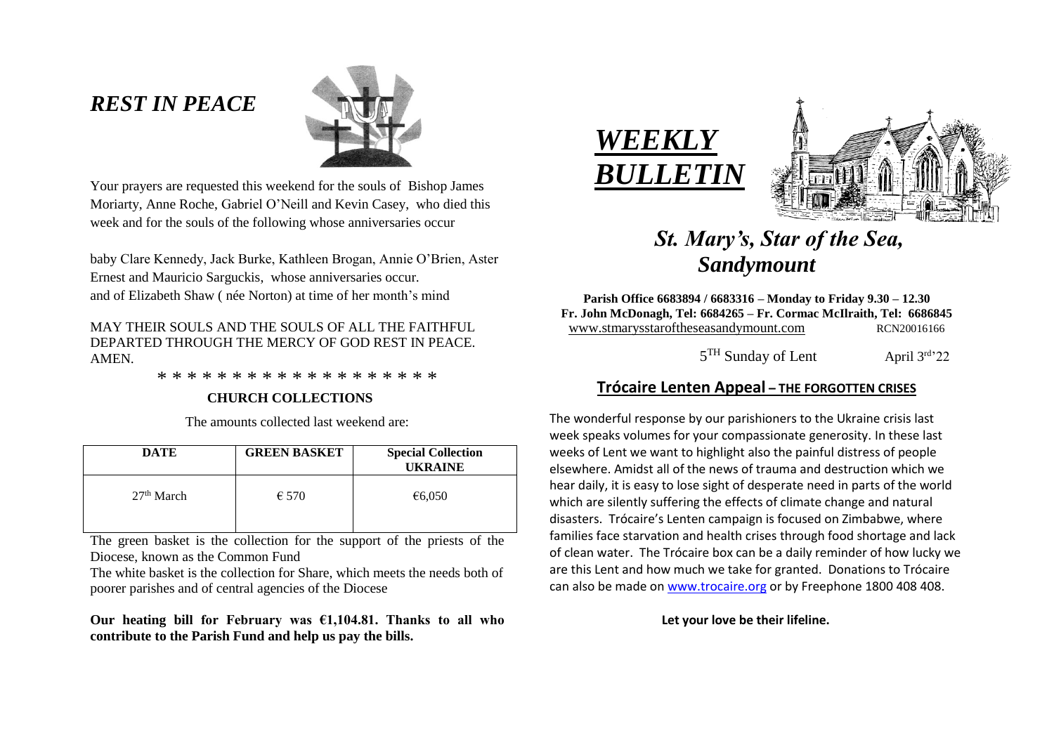# *REST IN PEACE*

Your prayers are requested this weekend for the souls of Bishop James Moriarty, Anne Roche, Gabriel O'Neill and Kevin Casey, who died this week and for the souls of the following whose anniversaries occur

baby Clare Kennedy, Jack Burke, Kathleen Brogan, Annie O'Brien, Aster Ernest and Mauricio Sarguckis, whose anniversaries occur.
and of Elizabeth Shaw ( née Norton) at time of her month's mind

MAY THEIR SOULS AND THE SOULS OF ALL THE FAITHFUL DEPARTED THROUGH THE MERCY OF GOD REST IN PEACE. AMEN.

* * * * * * * * * * * * * * * * * * *

**CHURCH COLLECTIONS**

The amounts collected last weekend are:

| DATE | GREEN BASKET | Special Collection UKRAINE |
|---|---|---|
| 27th March | € 570 | €6,050 |

The green basket is the collection for the support of the priests of the Diocese, known as the Common Fund

The white basket is the collection for Share, which meets the needs both of poorer parishes and of central agencies of the Diocese

**Our heating bill for February was €1,104.81. Thanks to all who contribute to the Parish Fund and help us pay the bills.**

# *WEEKLY BULLETIN*

## *St. Mary's, Star of the Sea, Sandymount*

**Parish Office 6683894 / 6683316 – Monday to Friday 9.30 – 12.30**
**Fr. John McDonagh, Tel: 6684265 – Fr. Cormac McIlraith, Tel: 6686845**
www.stmarysstaroftheseasandymount.com RCN20016166

5TH Sunday of Lent April 3rd'22

## Trócaire Lenten Appeal – THE FORGOTTEN CRISES

The wonderful response by our parishioners to the Ukraine crisis last week speaks volumes for your compassionate generosity. In these last weeks of Lent we want to highlight also the painful distress of people elsewhere. Amidst all of the news of trauma and destruction which we hear daily, it is easy to lose sight of desperate need in parts of the world which are silently suffering the effects of climate change and natural disasters. Trócaire's Lenten campaign is focused on Zimbabwe, where families face starvation and health crises through food shortage and lack of clean water. The Trócaire box can be a daily reminder of how lucky we are this Lent and how much we take for granted. Donations to Trócaire can also be made on www.trocaire.org or by Freephone 1800 408 408.

**Let your love be their lifeline.**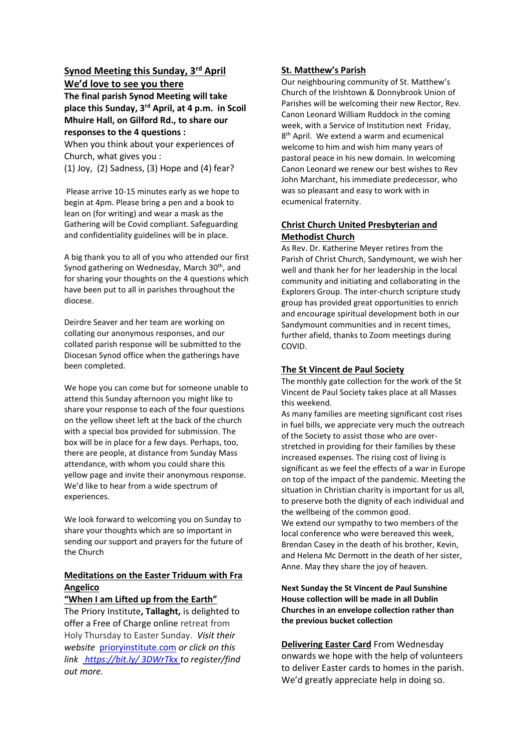## Synod Meeting this Sunday, 3rd April We'd love to see you there

**The final parish Synod Meeting will take place this Sunday, 3rd April, at 4 p.m. in Scoil Mhuire Hall, on Gilford Rd., to share our responses to the 4 questions :**

When you think about your experiences of Church, what gives you :
(1) Joy, (2) Sadness, (3) Hope and (4) fear?

Please arrive 10-15 minutes early as we hope to begin at 4pm. Please bring a pen and a book to lean on (for writing) and wear a mask as the Gathering will be Covid compliant. Safeguarding and confidentiality guidelines will be in place.

A big thank you to all of you who attended our first Synod gathering on Wednesday, March 30th, and for sharing your thoughts on the 4 questions which have been put to all in parishes throughout the diocese.

Deirdre Seaver and her team are working on collating our anonymous responses, and our collated parish response will be submitted to the Diocesan Synod office when the gatherings have been completed.

We hope you can come but for someone unable to attend this Sunday afternoon you might like to share your response to each of the four questions on the yellow sheet left at the back of the church with a special box provided for submission. The box will be in place for a few days. Perhaps, too, there are people, at distance from Sunday Mass attendance, with whom you could share this yellow page and invite their anonymous response. We'd like to hear from a wide spectrum of experiences.

We look forward to welcoming you on Sunday to share your thoughts which are so important in sending our support and prayers for the future of the Church

## Meditations on the Easter Triduum with Fra Angelico

**"When I am Lifted up from the Earth"**

The Priory Institute**, Tallaght,** is delighted to offer a Free of Charge online retreat from Holy Thursday to Easter Sunday. *Visit their website* prioryinstitute.com *or click on this link* *https://bit.ly/ 3DWrTkx* *to register/find out more.*

## St. Matthew's Parish

Our neighbouring community of St. Matthew's Church of the Irishtown & Donnybrook Union of Parishes will be welcoming their new Rector, Rev. Canon Leonard William Ruddock in the coming week, with a Service of Institution next Friday, 8th April. We extend a warm and ecumenical welcome to him and wish him many years of pastoral peace in his new domain. In welcoming Canon Leonard we renew our best wishes to Rev John Marchant, his immediate predecessor, who was so pleasant and easy to work with in ecumenical fraternity.

## Christ Church United Presbyterian and Methodist Church

As Rev. Dr. Katherine Meyer retires from the Parish of Christ Church, Sandymount, we wish her well and thank her for her leadership in the local community and initiating and collaborating in the Explorers Group. The inter-church scripture study group has provided great opportunities to enrich and encourage spiritual development both in our Sandymount communities and in recent times, further afield, thanks to Zoom meetings during COVID.

## The St Vincent de Paul Society

The monthly gate collection for the work of the St Vincent de Paul Society takes place at all Masses this weekend.

As many families are meeting significant cost rises in fuel bills, we appreciate very much the outreach of the Society to assist those who are over-stretched in providing for their families by these increased expenses. The rising cost of living is significant as we feel the effects of a war in Europe on top of the impact of the pandemic. Meeting the situation in Christian charity is important for us all, to preserve both the dignity of each individual and the wellbeing of the common good.

We extend our sympathy to two members of the local conference who were bereaved this week, Brendan Casey in the death of his brother, Kevin, and Helena Mc Dermott in the death of her sister, Anne. May they share the joy of heaven.

**Next Sunday the St Vincent de Paul Sunshine House collection will be made in all Dublin Churches in an envelope collection rather than the previous bucket collection**

**Delivering Easter Card** From Wednesday onwards we hope with the help of volunteers to deliver Easter cards to homes in the parish. We'd greatly appreciate help in doing so.